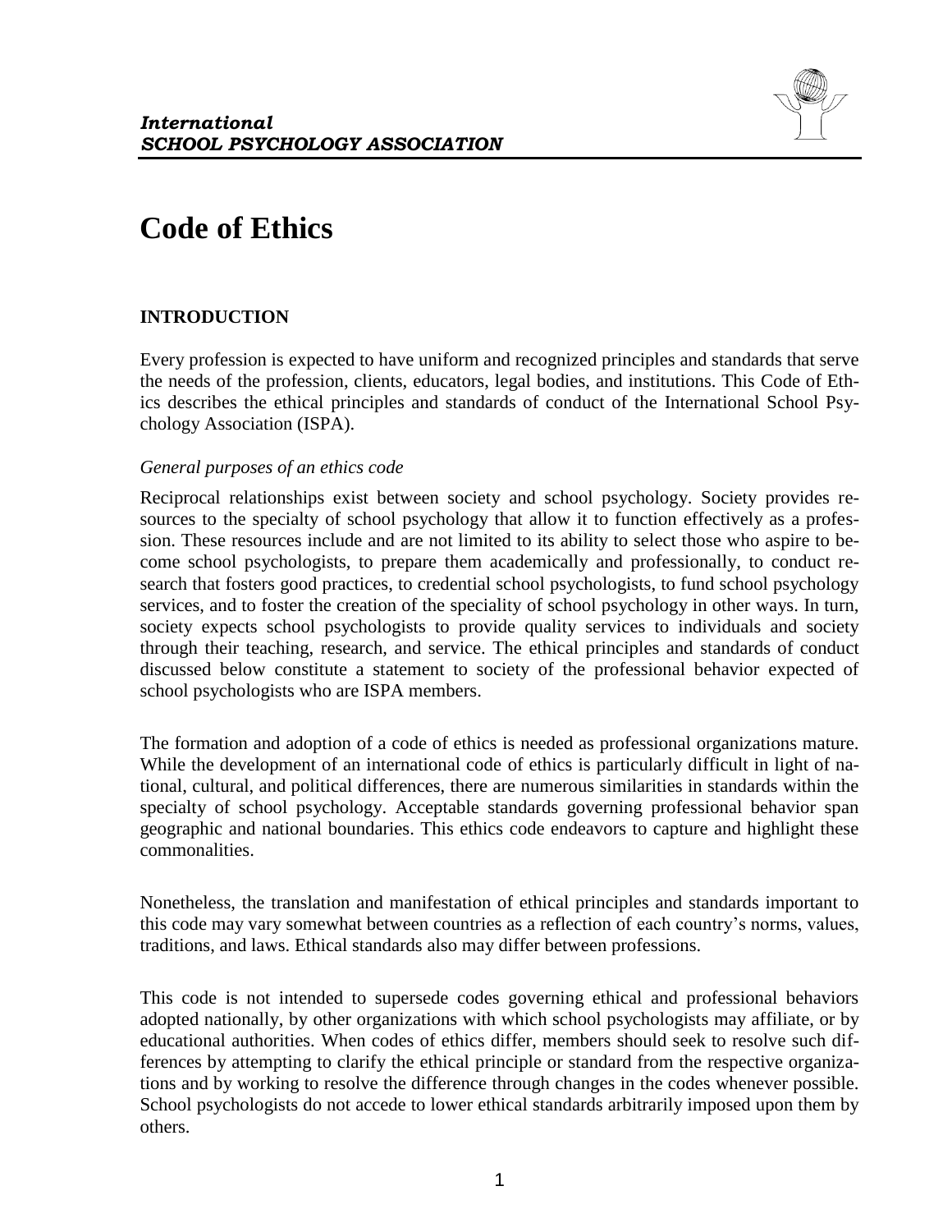*International*
***SCHOOL PSYCHOLOGY ASSOCIATION***

# Code of Ethics

## INTRODUCTION

Every profession is expected to have uniform and recognized principles and standards that serve the needs of the profession, clients, educators, legal bodies, and institutions. This Code of Ethics describes the ethical principles and standards of conduct of the International School Psychology Association (ISPA).

*General purposes of an ethics code*

Reciprocal relationships exist between society and school psychology. Society provides resources to the specialty of school psychology that allow it to function effectively as a profession. These resources include and are not limited to its ability to select those who aspire to become school psychologists, to prepare them academically and professionally, to conduct research that fosters good practices, to credential school psychologists, to fund school psychology services, and to foster the creation of the speciality of school psychology in other ways. In turn, society expects school psychologists to provide quality services to individuals and society through their teaching, research, and service. The ethical principles and standards of conduct discussed below constitute a statement to society of the professional behavior expected of school psychologists who are ISPA members.

The formation and adoption of a code of ethics is needed as professional organizations mature. While the development of an international code of ethics is particularly difficult in light of national, cultural, and political differences, there are numerous similarities in standards within the specialty of school psychology. Acceptable standards governing professional behavior span geographic and national boundaries. This ethics code endeavors to capture and highlight these commonalities.

Nonetheless, the translation and manifestation of ethical principles and standards important to this code may vary somewhat between countries as a reflection of each country's norms, values, traditions, and laws. Ethical standards also may differ between professions.

This code is not intended to supersede codes governing ethical and professional behaviors adopted nationally, by other organizations with which school psychologists may affiliate, or by educational authorities. When codes of ethics differ, members should seek to resolve such differences by attempting to clarify the ethical principle or standard from the respective organizations and by working to resolve the difference through changes in the codes whenever possible. School psychologists do not accede to lower ethical standards arbitrarily imposed upon them by others.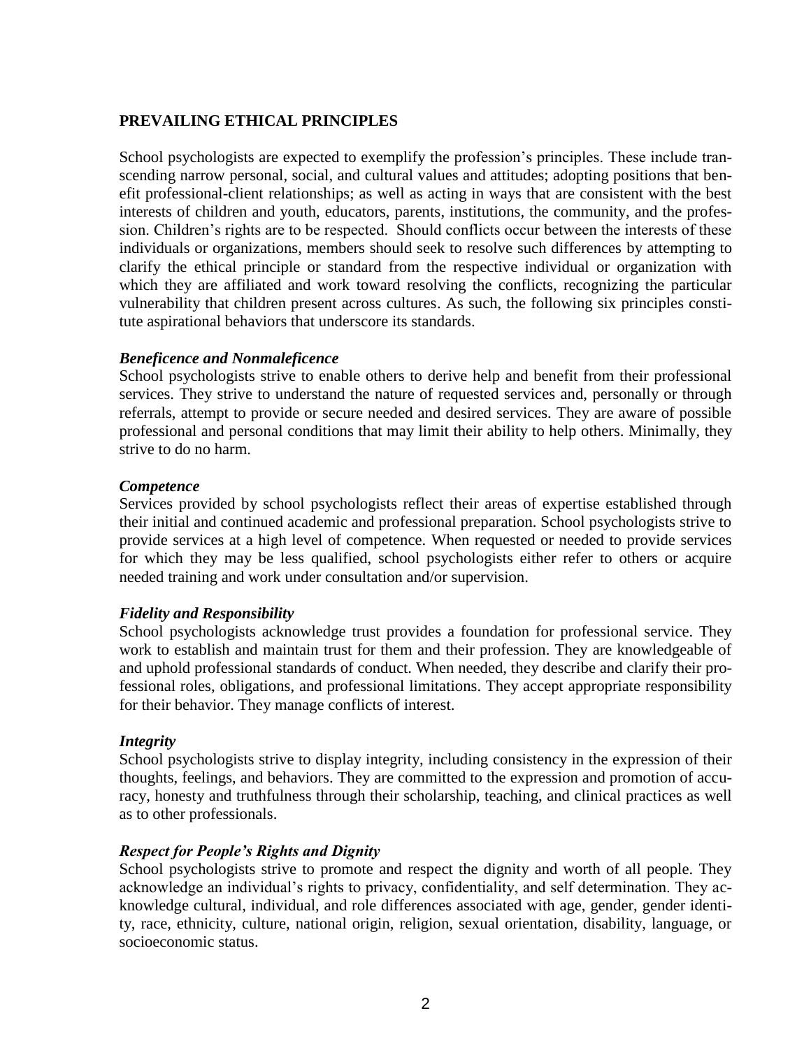## PREVAILING ETHICAL PRINCIPLES

School psychologists are expected to exemplify the profession's principles. These include transcending narrow personal, social, and cultural values and attitudes; adopting positions that benefit professional-client relationships; as well as acting in ways that are consistent with the best interests of children and youth, educators, parents, institutions, the community, and the profession. Children's rights are to be respected. Should conflicts occur between the interests of these individuals or organizations, members should seek to resolve such differences by attempting to clarify the ethical principle or standard from the respective individual or organization with which they are affiliated and work toward resolving the conflicts, recognizing the particular vulnerability that children present across cultures. As such, the following six principles constitute aspirational behaviors that underscore its standards.

### *Beneficence and Nonmaleficence*

School psychologists strive to enable others to derive help and benefit from their professional services. They strive to understand the nature of requested services and, personally or through referrals, attempt to provide or secure needed and desired services. They are aware of possible professional and personal conditions that may limit their ability to help others. Minimally, they strive to do no harm.

### *Competence*

Services provided by school psychologists reflect their areas of expertise established through their initial and continued academic and professional preparation. School psychologists strive to provide services at a high level of competence. When requested or needed to provide services for which they may be less qualified, school psychologists either refer to others or acquire needed training and work under consultation and/or supervision.

### *Fidelity and Responsibility*

School psychologists acknowledge trust provides a foundation for professional service. They work to establish and maintain trust for them and their profession. They are knowledgeable of and uphold professional standards of conduct. When needed, they describe and clarify their professional roles, obligations, and professional limitations. They accept appropriate responsibility for their behavior. They manage conflicts of interest.

### *Integrity*

School psychologists strive to display integrity, including consistency in the expression of their thoughts, feelings, and behaviors. They are committed to the expression and promotion of accuracy, honesty and truthfulness through their scholarship, teaching, and clinical practices as well as to other professionals.

### *Respect for People's Rights and Dignity*

School psychologists strive to promote and respect the dignity and worth of all people. They acknowledge an individual's rights to privacy, confidentiality, and self determination. They acknowledge cultural, individual, and role differences associated with age, gender, gender identity, race, ethnicity, culture, national origin, religion, sexual orientation, disability, language, or socioeconomic status.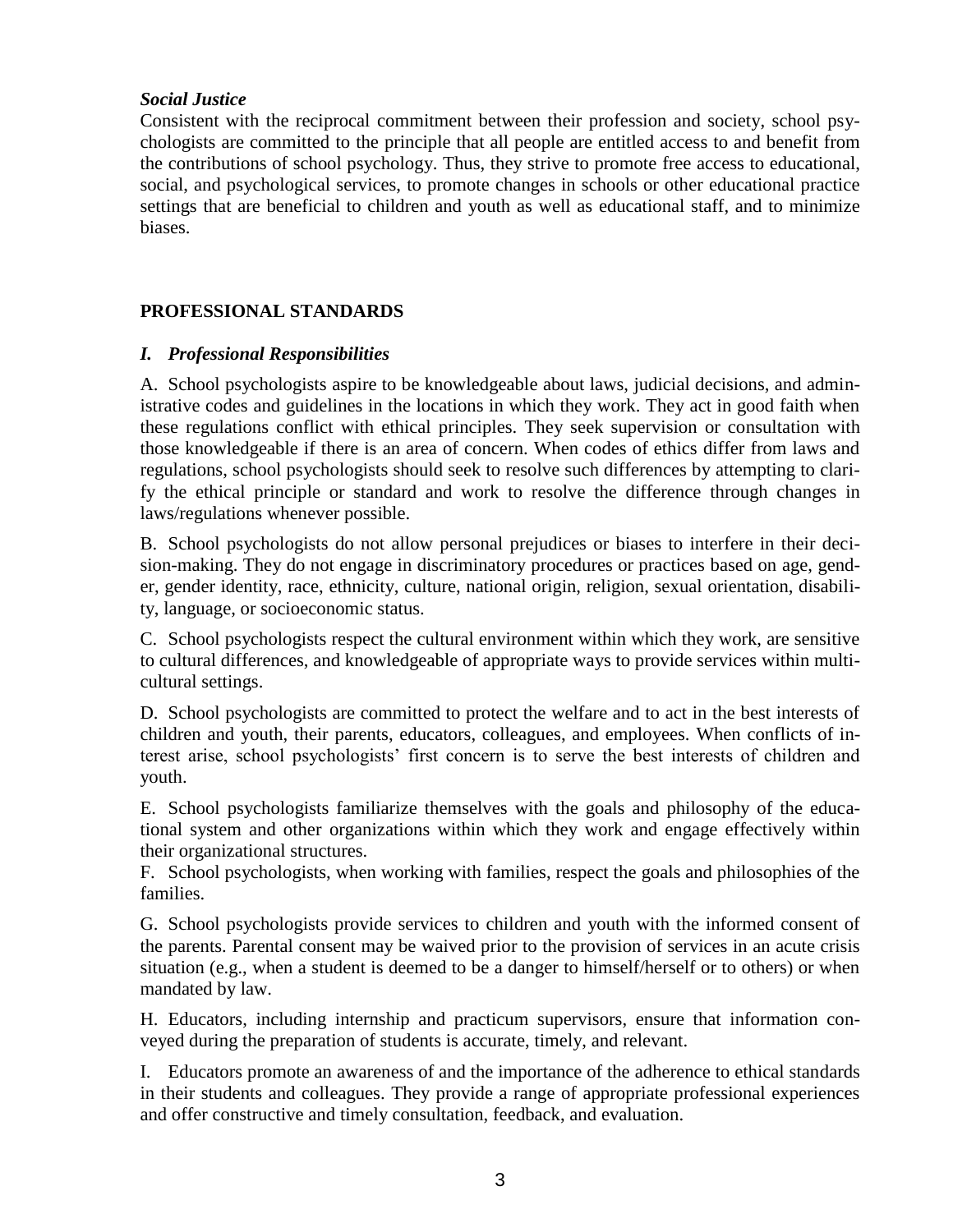***Social Justice***

Consistent with the reciprocal commitment between their profession and society, school psychologists are committed to the principle that all people are entitled access to and benefit from the contributions of school psychology. Thus, they strive to promote free access to educational, social, and psychological services, to promote changes in schools or other educational practice settings that are beneficial to children and youth as well as educational staff, and to minimize biases.

## PROFESSIONAL STANDARDS

### *I. Professional Responsibilities*

A. School psychologists aspire to be knowledgeable about laws, judicial decisions, and administrative codes and guidelines in the locations in which they work. They act in good faith when these regulations conflict with ethical principles. They seek supervision or consultation with those knowledgeable if there is an area of concern. When codes of ethics differ from laws and regulations, school psychologists should seek to resolve such differences by attempting to clarify the ethical principle or standard and work to resolve the difference through changes in laws/regulations whenever possible.

B. School psychologists do not allow personal prejudices or biases to interfere in their decision-making. They do not engage in discriminatory procedures or practices based on age, gender, gender identity, race, ethnicity, culture, national origin, religion, sexual orientation, disability, language, or socioeconomic status.

C. School psychologists respect the cultural environment within which they work, are sensitive to cultural differences, and knowledgeable of appropriate ways to provide services within multicultural settings.

D. School psychologists are committed to protect the welfare and to act in the best interests of children and youth, their parents, educators, colleagues, and employees. When conflicts of interest arise, school psychologists' first concern is to serve the best interests of children and youth.

E. School psychologists familiarize themselves with the goals and philosophy of the educational system and other organizations within which they work and engage effectively within their organizational structures.

F. School psychologists, when working with families, respect the goals and philosophies of the families.

G. School psychologists provide services to children and youth with the informed consent of the parents. Parental consent may be waived prior to the provision of services in an acute crisis situation (e.g., when a student is deemed to be a danger to himself/herself or to others) or when mandated by law.

H. Educators, including internship and practicum supervisors, ensure that information conveyed during the preparation of students is accurate, timely, and relevant.

I. Educators promote an awareness of and the importance of the adherence to ethical standards in their students and colleagues. They provide a range of appropriate professional experiences and offer constructive and timely consultation, feedback, and evaluation.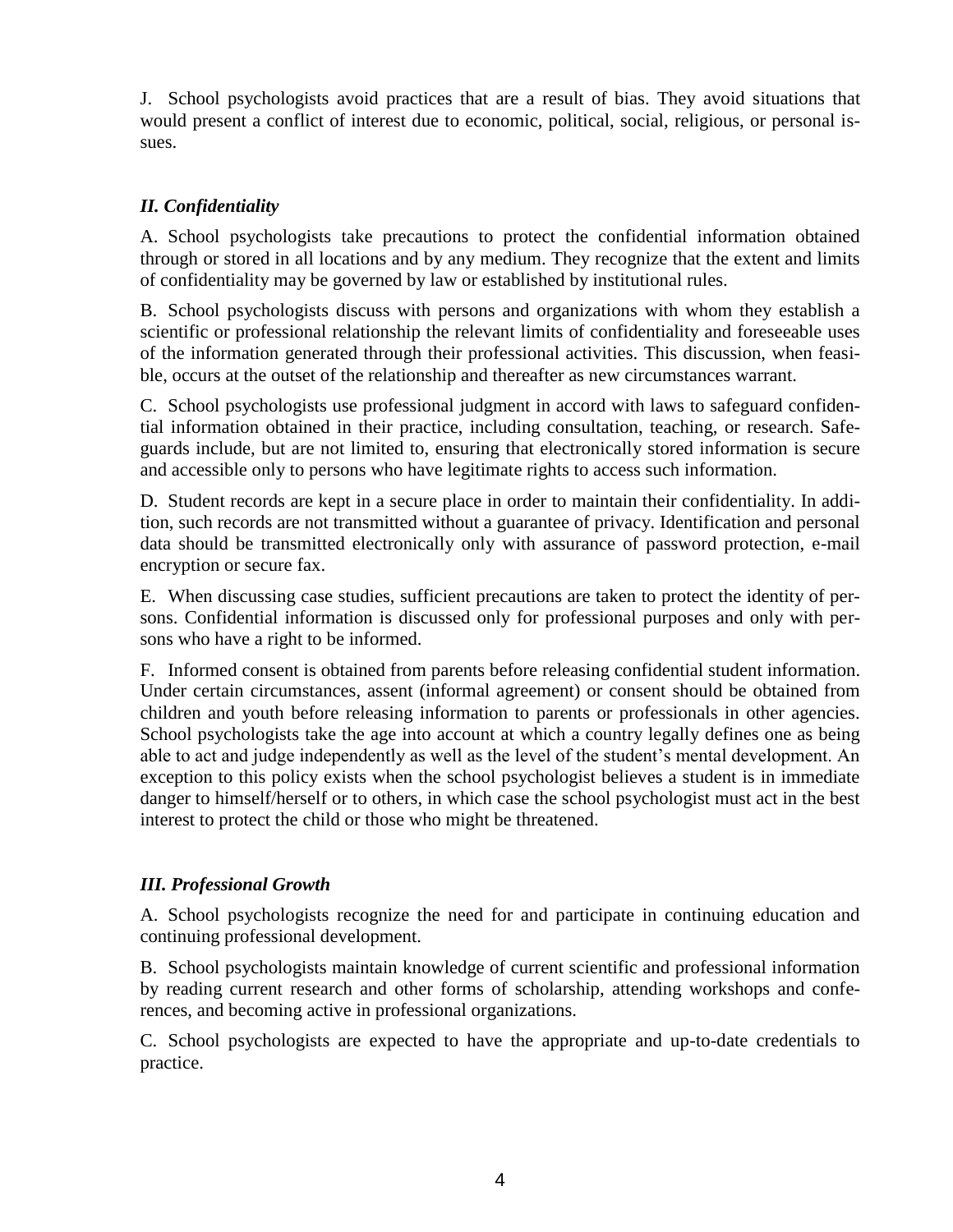J. School psychologists avoid practices that are a result of bias. They avoid situations that would present a conflict of interest due to economic, political, social, religious, or personal issues.

### *II. Confidentiality*

A. School psychologists take precautions to protect the confidential information obtained through or stored in all locations and by any medium. They recognize that the extent and limits of confidentiality may be governed by law or established by institutional rules.

B. School psychologists discuss with persons and organizations with whom they establish a scientific or professional relationship the relevant limits of confidentiality and foreseeable uses of the information generated through their professional activities. This discussion, when feasible, occurs at the outset of the relationship and thereafter as new circumstances warrant.

C. School psychologists use professional judgment in accord with laws to safeguard confidential information obtained in their practice, including consultation, teaching, or research. Safeguards include, but are not limited to, ensuring that electronically stored information is secure and accessible only to persons who have legitimate rights to access such information.

D. Student records are kept in a secure place in order to maintain their confidentiality. In addition, such records are not transmitted without a guarantee of privacy. Identification and personal data should be transmitted electronically only with assurance of password protection, e-mail encryption or secure fax.

E. When discussing case studies, sufficient precautions are taken to protect the identity of persons. Confidential information is discussed only for professional purposes and only with persons who have a right to be informed.

F. Informed consent is obtained from parents before releasing confidential student information. Under certain circumstances, assent (informal agreement) or consent should be obtained from children and youth before releasing information to parents or professionals in other agencies. School psychologists take the age into account at which a country legally defines one as being able to act and judge independently as well as the level of the student's mental development. An exception to this policy exists when the school psychologist believes a student is in immediate danger to himself/herself or to others, in which case the school psychologist must act in the best interest to protect the child or those who might be threatened.

### *III. Professional Growth*

A. School psychologists recognize the need for and participate in continuing education and continuing professional development.

B. School psychologists maintain knowledge of current scientific and professional information by reading current research and other forms of scholarship, attending workshops and conferences, and becoming active in professional organizations.

C. School psychologists are expected to have the appropriate and up-to-date credentials to practice.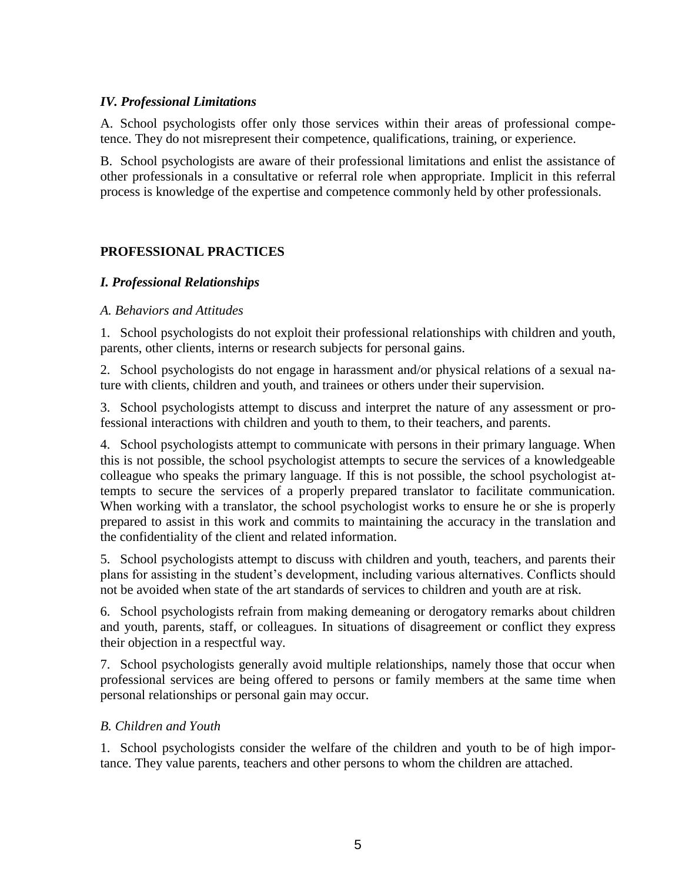### *IV. Professional Limitations*

A. School psychologists offer only those services within their areas of professional competence. They do not misrepresent their competence, qualifications, training, or experience.

B. School psychologists are aware of their professional limitations and enlist the assistance of other professionals in a consultative or referral role when appropriate. Implicit in this referral process is knowledge of the expertise and competence commonly held by other professionals.

## PROFESSIONAL PRACTICES

### *I. Professional Relationships*

#### *A. Behaviors and Attitudes*

1. School psychologists do not exploit their professional relationships with children and youth, parents, other clients, interns or research subjects for personal gains.

2. School psychologists do not engage in harassment and/or physical relations of a sexual nature with clients, children and youth, and trainees or others under their supervision.

3. School psychologists attempt to discuss and interpret the nature of any assessment or professional interactions with children and youth to them, to their teachers, and parents.

4. School psychologists attempt to communicate with persons in their primary language. When this is not possible, the school psychologist attempts to secure the services of a knowledgeable colleague who speaks the primary language. If this is not possible, the school psychologist attempts to secure the services of a properly prepared translator to facilitate communication. When working with a translator, the school psychologist works to ensure he or she is properly prepared to assist in this work and commits to maintaining the accuracy in the translation and the confidentiality of the client and related information.

5. School psychologists attempt to discuss with children and youth, teachers, and parents their plans for assisting in the student's development, including various alternatives. Conflicts should not be avoided when state of the art standards of services to children and youth are at risk.

6. School psychologists refrain from making demeaning or derogatory remarks about children and youth, parents, staff, or colleagues. In situations of disagreement or conflict they express their objection in a respectful way.

7. School psychologists generally avoid multiple relationships, namely those that occur when professional services are being offered to persons or family members at the same time when personal relationships or personal gain may occur.

#### *B. Children and Youth*

1. School psychologists consider the welfare of the children and youth to be of high importance. They value parents, teachers and other persons to whom the children are attached.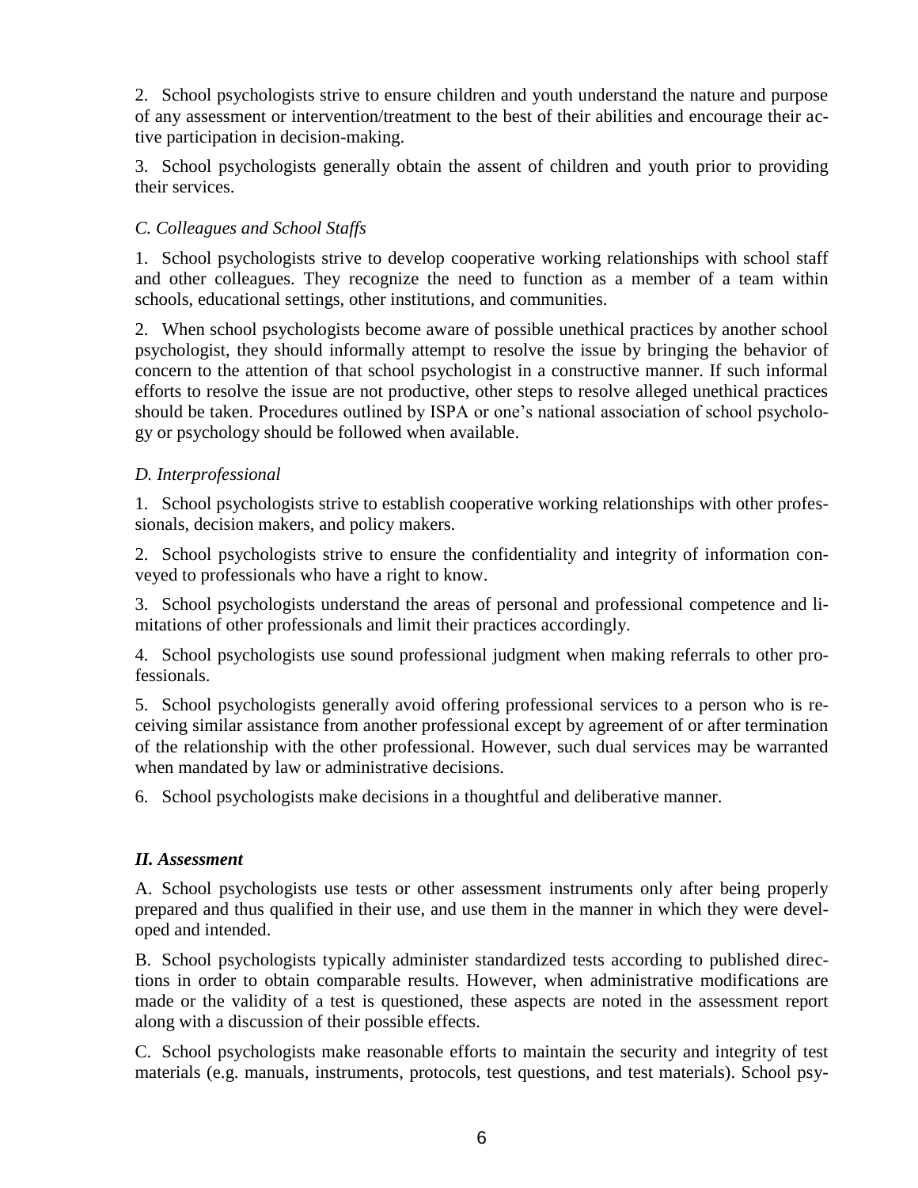2. School psychologists strive to ensure children and youth understand the nature and purpose of any assessment or intervention/treatment to the best of their abilities and encourage their active participation in decision-making.

3. School psychologists generally obtain the assent of children and youth prior to providing their services.

*C. Colleagues and School Staffs*

1. School psychologists strive to develop cooperative working relationships with school staff and other colleagues. They recognize the need to function as a member of a team within schools, educational settings, other institutions, and communities.

2. When school psychologists become aware of possible unethical practices by another school psychologist, they should informally attempt to resolve the issue by bringing the behavior of concern to the attention of that school psychologist in a constructive manner. If such informal efforts to resolve the issue are not productive, other steps to resolve alleged unethical practices should be taken. Procedures outlined by ISPA or one's national association of school psychology or psychology should be followed when available.

*D. Interprofessional*

1. School psychologists strive to establish cooperative working relationships with other professionals, decision makers, and policy makers.

2. School psychologists strive to ensure the confidentiality and integrity of information conveyed to professionals who have a right to know.

3. School psychologists understand the areas of personal and professional competence and limitations of other professionals and limit their practices accordingly.

4. School psychologists use sound professional judgment when making referrals to other professionals.

5. School psychologists generally avoid offering professional services to a person who is receiving similar assistance from another professional except by agreement of or after termination of the relationship with the other professional. However, such dual services may be warranted when mandated by law or administrative decisions.

6. School psychologists make decisions in a thoughtful and deliberative manner.

***II. Assessment***

A. School psychologists use tests or other assessment instruments only after being properly prepared and thus qualified in their use, and use them in the manner in which they were developed and intended.

B. School psychologists typically administer standardized tests according to published directions in order to obtain comparable results. However, when administrative modifications are made or the validity of a test is questioned, these aspects are noted in the assessment report along with a discussion of their possible effects.

C. School psychologists make reasonable efforts to maintain the security and integrity of test materials (e.g. manuals, instruments, protocols, test questions, and test materials). School psy-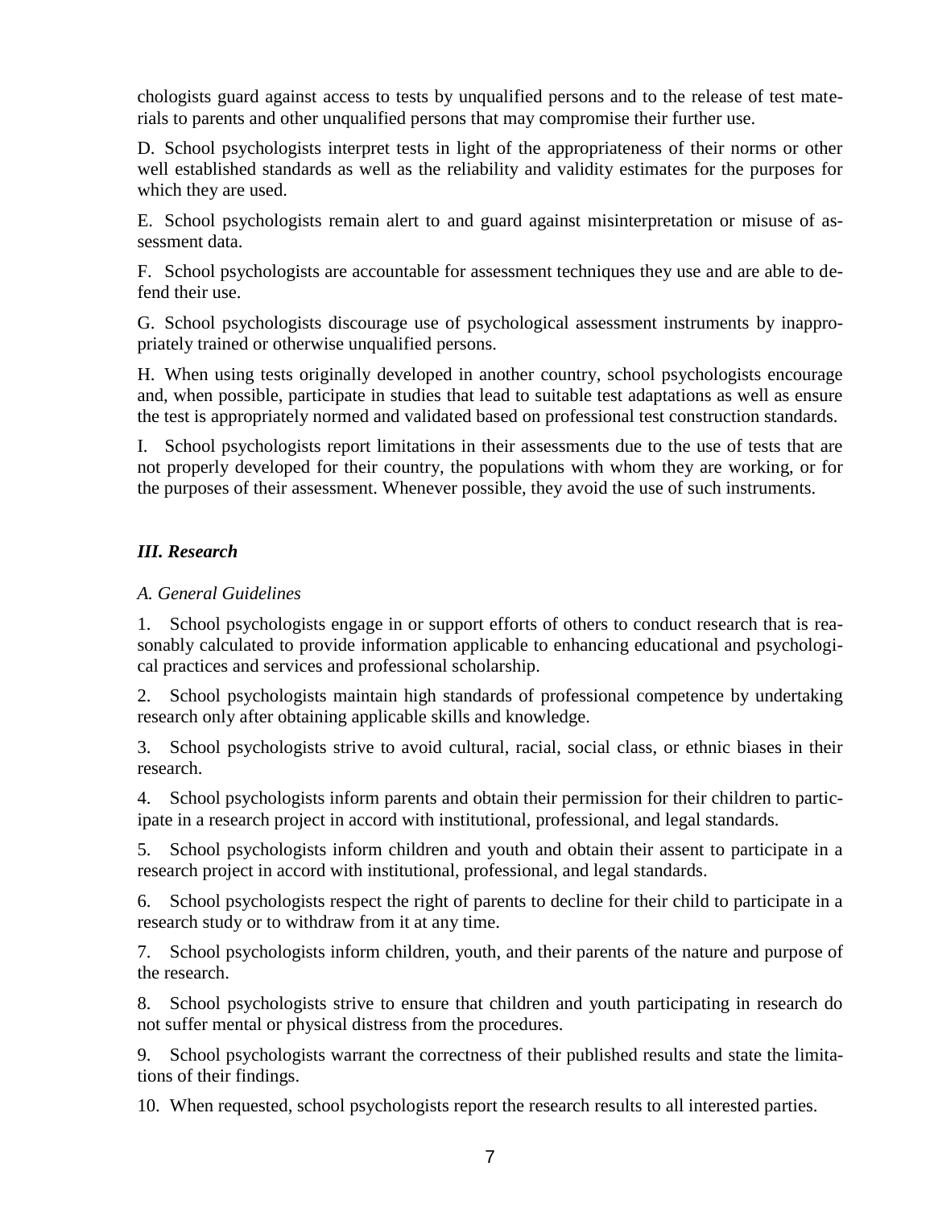chologists guard against access to tests by unqualified persons and to the release of test materials to parents and other unqualified persons that may compromise their further use.

D. School psychologists interpret tests in light of the appropriateness of their norms or other well established standards as well as the reliability and validity estimates for the purposes for which they are used.

E. School psychologists remain alert to and guard against misinterpretation or misuse of assessment data.

F. School psychologists are accountable for assessment techniques they use and are able to defend their use.

G. School psychologists discourage use of psychological assessment instruments by inappropriately trained or otherwise unqualified persons.

H. When using tests originally developed in another country, school psychologists encourage and, when possible, participate in studies that lead to suitable test adaptations as well as ensure the test is appropriately normed and validated based on professional test construction standards.

I. School psychologists report limitations in their assessments due to the use of tests that are not properly developed for their country, the populations with whom they are working, or for the purposes of their assessment. Whenever possible, they avoid the use of such instruments.

### *III. Research*

*A. General Guidelines*

1. School psychologists engage in or support efforts of others to conduct research that is reasonably calculated to provide information applicable to enhancing educational and psychological practices and services and professional scholarship.

2. School psychologists maintain high standards of professional competence by undertaking research only after obtaining applicable skills and knowledge.

3. School psychologists strive to avoid cultural, racial, social class, or ethnic biases in their research.

4. School psychologists inform parents and obtain their permission for their children to participate in a research project in accord with institutional, professional, and legal standards.

5. School psychologists inform children and youth and obtain their assent to participate in a research project in accord with institutional, professional, and legal standards.

6. School psychologists respect the right of parents to decline for their child to participate in a research study or to withdraw from it at any time.

7. School psychologists inform children, youth, and their parents of the nature and purpose of the research.

8. School psychologists strive to ensure that children and youth participating in research do not suffer mental or physical distress from the procedures.

9. School psychologists warrant the correctness of their published results and state the limitations of their findings.

10. When requested, school psychologists report the research results to all interested parties.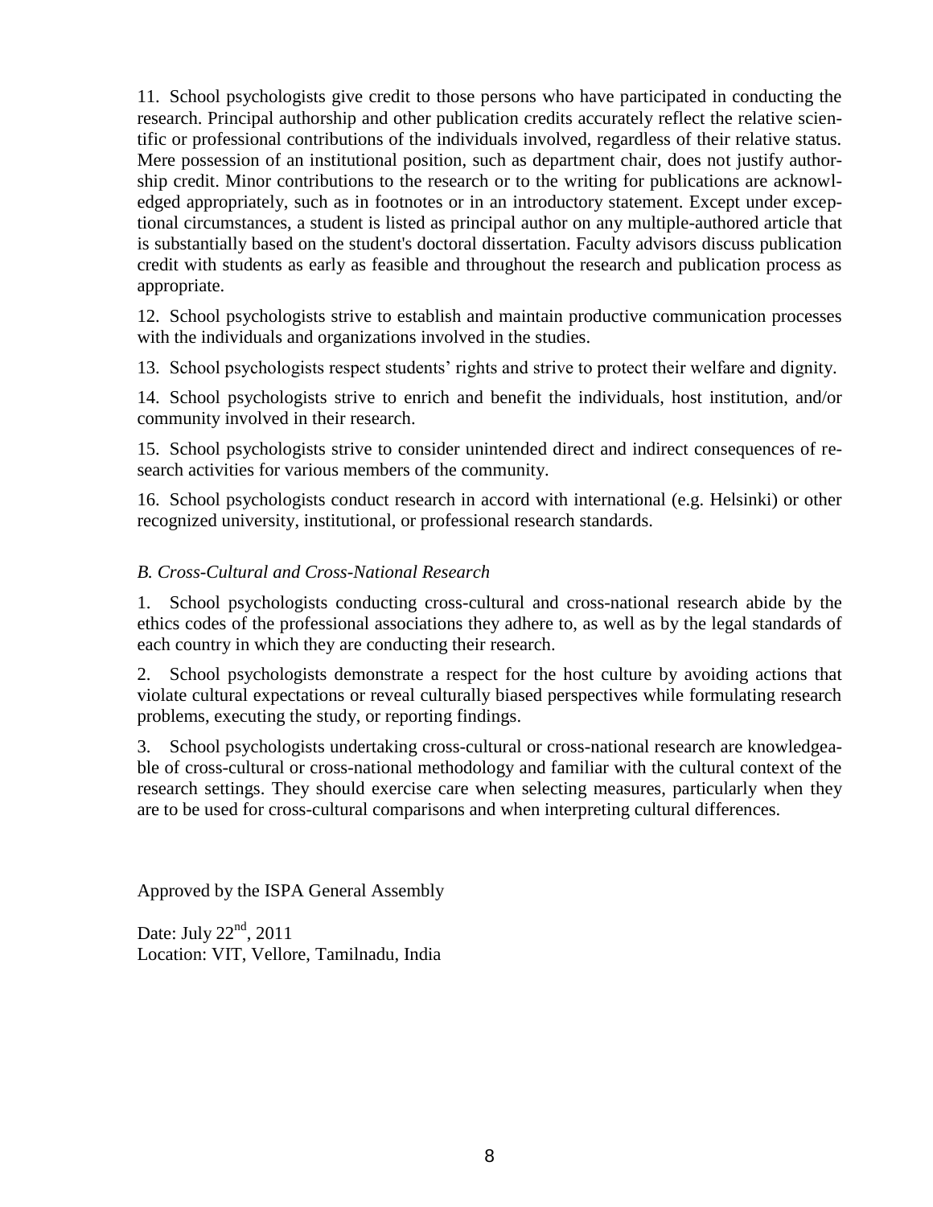11. School psychologists give credit to those persons who have participated in conducting the research. Principal authorship and other publication credits accurately reflect the relative scientific or professional contributions of the individuals involved, regardless of their relative status. Mere possession of an institutional position, such as department chair, does not justify authorship credit. Minor contributions to the research or to the writing for publications are acknowledged appropriately, such as in footnotes or in an introductory statement. Except under exceptional circumstances, a student is listed as principal author on any multiple-authored article that is substantially based on the student's doctoral dissertation. Faculty advisors discuss publication credit with students as early as feasible and throughout the research and publication process as appropriate.

12. School psychologists strive to establish and maintain productive communication processes with the individuals and organizations involved in the studies.

13. School psychologists respect students' rights and strive to protect their welfare and dignity.

14. School psychologists strive to enrich and benefit the individuals, host institution, and/or community involved in their research.

15. School psychologists strive to consider unintended direct and indirect consequences of research activities for various members of the community.

16. School psychologists conduct research in accord with international (e.g. Helsinki) or other recognized university, institutional, or professional research standards.

*B. Cross-Cultural and Cross-National Research*

1. School psychologists conducting cross-cultural and cross-national research abide by the ethics codes of the professional associations they adhere to, as well as by the legal standards of each country in which they are conducting their research.

2. School psychologists demonstrate a respect for the host culture by avoiding actions that violate cultural expectations or reveal culturally biased perspectives while formulating research problems, executing the study, or reporting findings.

3. School psychologists undertaking cross-cultural or cross-national research are knowledgeable of cross-cultural or cross-national methodology and familiar with the cultural context of the research settings. They should exercise care when selecting measures, particularly when they are to be used for cross-cultural comparisons and when interpreting cultural differences.

Approved by the ISPA General Assembly

Date: July 22nd, 2011
Location: VIT, Vellore, Tamilnadu, India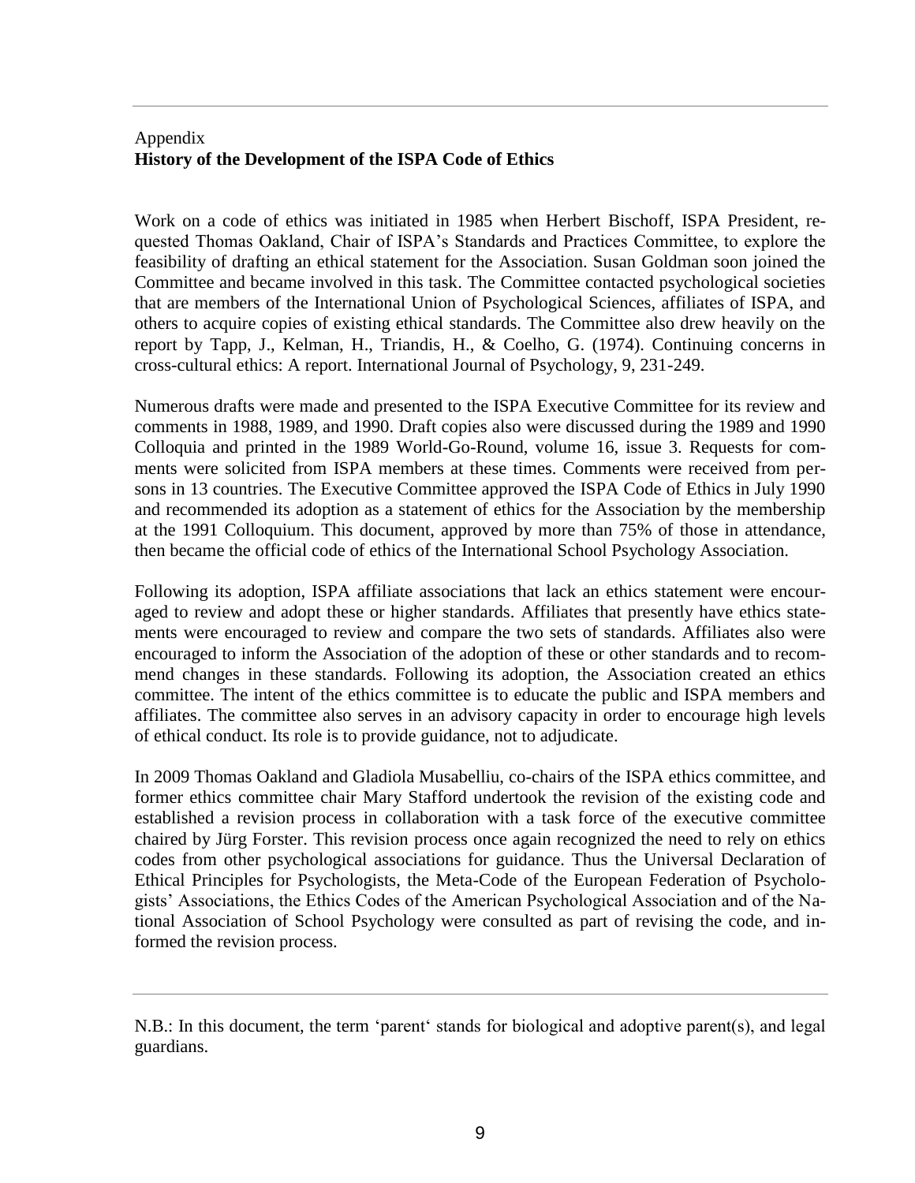Appendix

## History of the Development of the ISPA Code of Ethics

Work on a code of ethics was initiated in 1985 when Herbert Bischoff, ISPA President, requested Thomas Oakland, Chair of ISPA's Standards and Practices Committee, to explore the feasibility of drafting an ethical statement for the Association. Susan Goldman soon joined the Committee and became involved in this task. The Committee contacted psychological societies that are members of the International Union of Psychological Sciences, affiliates of ISPA, and others to acquire copies of existing ethical standards. The Committee also drew heavily on the report by Tapp, J., Kelman, H., Triandis, H., & Coelho, G. (1974). Continuing concerns in cross-cultural ethics: A report. International Journal of Psychology, 9, 231-249.

Numerous drafts were made and presented to the ISPA Executive Committee for its review and comments in 1988, 1989, and 1990. Draft copies also were discussed during the 1989 and 1990 Colloquia and printed in the 1989 World-Go-Round, volume 16, issue 3. Requests for comments were solicited from ISPA members at these times. Comments were received from persons in 13 countries. The Executive Committee approved the ISPA Code of Ethics in July 1990 and recommended its adoption as a statement of ethics for the Association by the membership at the 1991 Colloquium. This document, approved by more than 75% of those in attendance, then became the official code of ethics of the International School Psychology Association.

Following its adoption, ISPA affiliate associations that lack an ethics statement were encouraged to review and adopt these or higher standards. Affiliates that presently have ethics statements were encouraged to review and compare the two sets of standards. Affiliates also were encouraged to inform the Association of the adoption of these or other standards and to recommend changes in these standards. Following its adoption, the Association created an ethics committee. The intent of the ethics committee is to educate the public and ISPA members and affiliates. The committee also serves in an advisory capacity in order to encourage high levels of ethical conduct. Its role is to provide guidance, not to adjudicate.

In 2009 Thomas Oakland and Gladiola Musabelliu, co-chairs of the ISPA ethics committee, and former ethics committee chair Mary Stafford undertook the revision of the existing code and established a revision process in collaboration with a task force of the executive committee chaired by Jürg Forster. This revision process once again recognized the need to rely on ethics codes from other psychological associations for guidance. Thus the Universal Declaration of Ethical Principles for Psychologists, the Meta-Code of the European Federation of Psychologists' Associations, the Ethics Codes of the American Psychological Association and of the National Association of School Psychology were consulted as part of revising the code, and informed the revision process.

---

N.B.: In this document, the term 'parent' stands for biological and adoptive parent(s), and legal guardians.